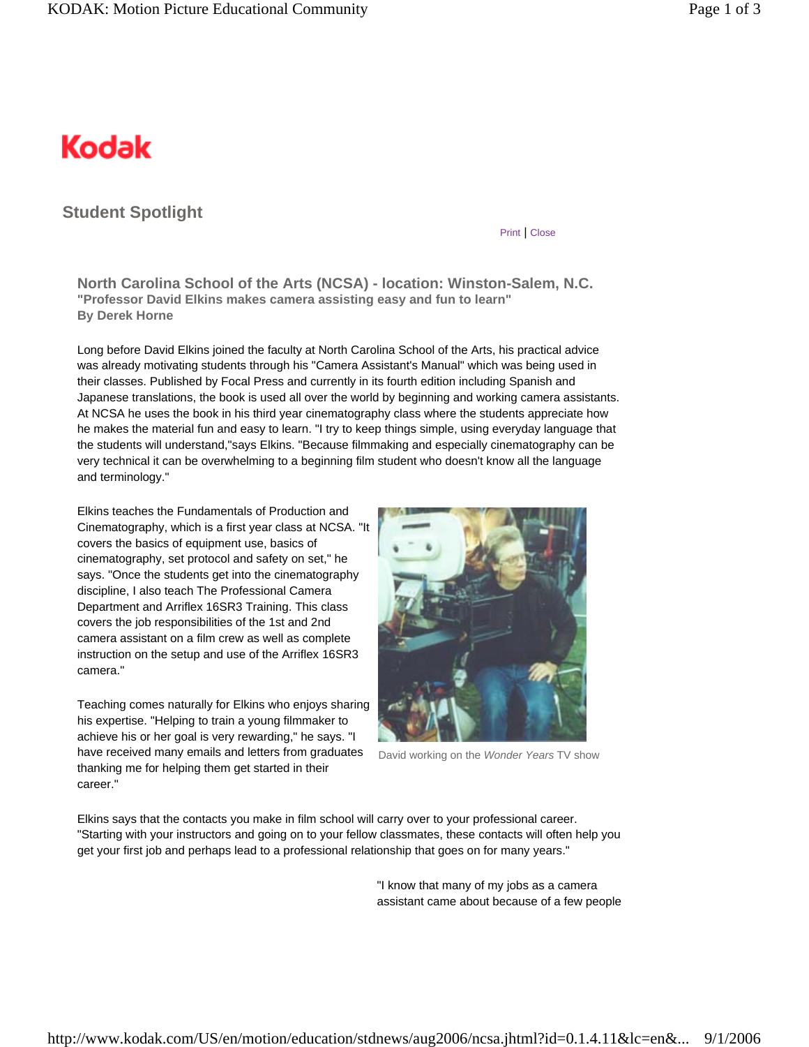Kodak

## Student Spotlight

Print | Close

### North Carolina School of the Arts (NCSA) - location: Winston-Salem, N.C.

**"Professor David Elkins makes camera assisting easy and fun to learn"**
**By Derek Horne**

Long before David Elkins joined the faculty at North Carolina School of the Arts, his practical advice was already motivating students through his "Camera Assistant's Manual" which was being used in their classes. Published by Focal Press and currently in its fourth edition including Spanish and Japanese translations, the book is used all over the world by beginning and working camera assistants. At NCSA he uses the book in his third year cinematography class where the students appreciate how he makes the material fun and easy to learn. "I try to keep things simple, using everyday language that the students will understand,"says Elkins. "Because filmmaking and especially cinematography can be very technical it can be overwhelming to a beginning film student who doesn't know all the language and terminology."

Elkins teaches the Fundamentals of Production and Cinematography, which is a first year class at NCSA. "It covers the basics of equipment use, basics of cinematography, set protocol and safety on set," he says. "Once the students get into the cinematography discipline, I also teach The Professional Camera Department and Arriflex 16SR3 Training. This class covers the job responsibilities of the 1st and 2nd camera assistant on a film crew as well as complete instruction on the setup and use of the Arriflex 16SR3 camera."

David working on the *Wonder Years* TV show

Teaching comes naturally for Elkins who enjoys sharing his expertise. "Helping to train a young filmmaker to achieve his or her goal is very rewarding," he says. "I have received many emails and letters from graduates thanking me for helping them get started in their career."

Elkins says that the contacts you make in film school will carry over to your professional career. "Starting with your instructors and going on to your fellow classmates, these contacts will often help you get your first job and perhaps lead to a professional relationship that goes on for many years."

"I know that many of my jobs as a camera assistant came about because of a few people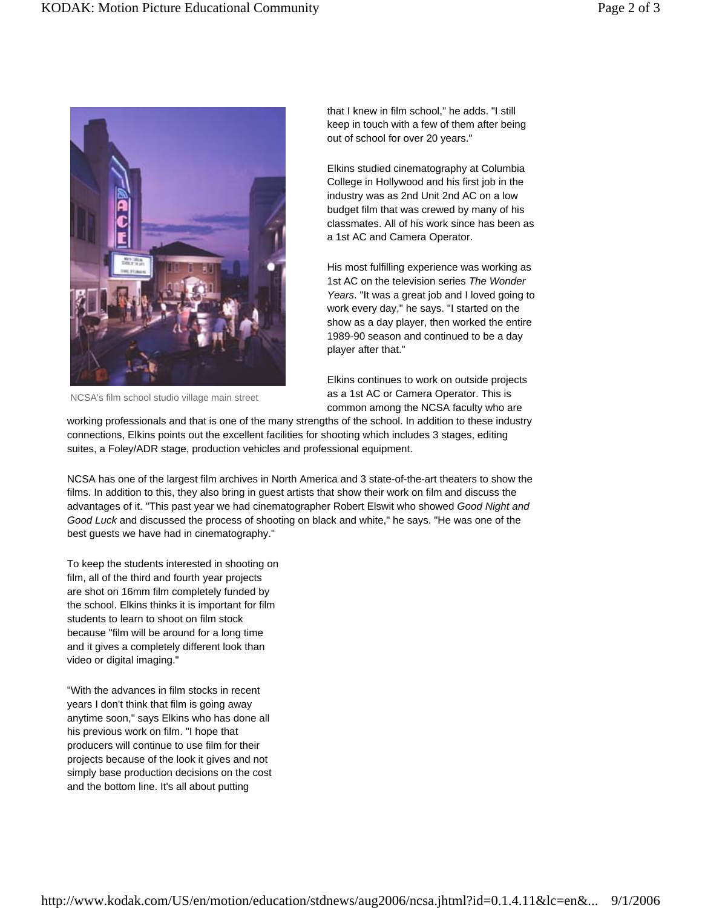NCSA's film school studio village main street

that I knew in film school," he adds. "I still keep in touch with a few of them after being out of school for over 20 years."

Elkins studied cinematography at Columbia College in Hollywood and his first job in the industry was as 2nd Unit 2nd AC on a low budget film that was crewed by many of his classmates. All of his work since has been as a 1st AC and Camera Operator.

His most fulfilling experience was working as 1st AC on the television series *The Wonder Years*. "It was a great job and I loved going to work every day," he says. "I started on the show as a day player, then worked the entire 1989-90 season and continued to be a day player after that."

Elkins continues to work on outside projects as a 1st AC or Camera Operator. This is common among the NCSA faculty who are working professionals and that is one of the many strengths of the school. In addition to these industry connections, Elkins points out the excellent facilities for shooting which includes 3 stages, editing suites, a Foley/ADR stage, production vehicles and professional equipment.

NCSA has one of the largest film archives in North America and 3 state-of-the-art theaters to show the films. In addition to this, they also bring in guest artists that show their work on film and discuss the advantages of it. "This past year we had cinematographer Robert Elswit who showed *Good Night and Good Luck* and discussed the process of shooting on black and white," he says. "He was one of the best guests we have had in cinematography."

To keep the students interested in shooting on film, all of the third and fourth year projects are shot on 16mm film completely funded by the school. Elkins thinks it is important for film students to learn to shoot on film stock because "film will be around for a long time and it gives a completely different look than video or digital imaging."

"With the advances in film stocks in recent years I don't think that film is going away anytime soon," says Elkins who has done all his previous work on film. "I hope that producers will continue to use film for their projects because of the look it gives and not simply base production decisions on the cost and the bottom line. It's all about putting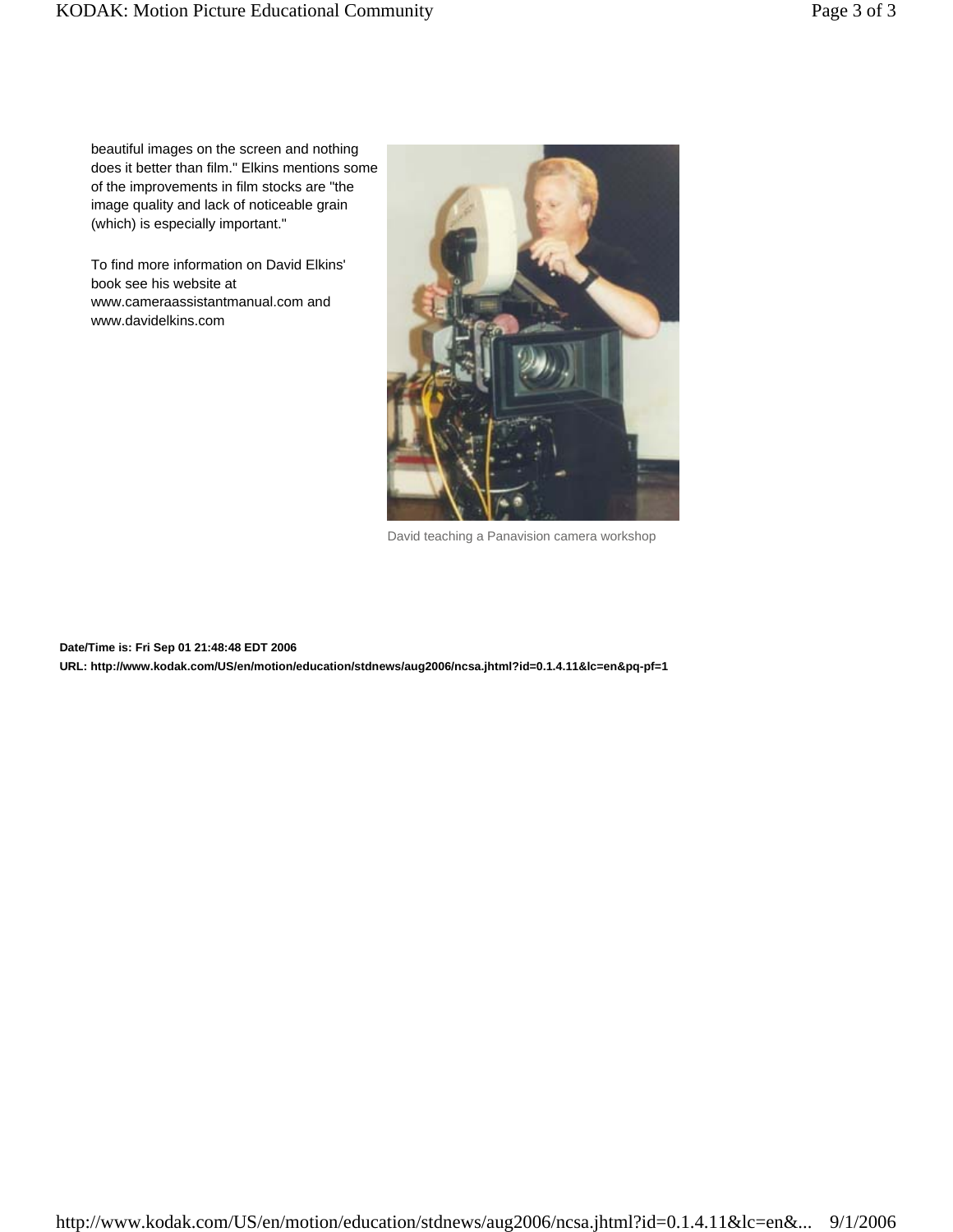beautiful images on the screen and nothing does it better than film." Elkins mentions some of the improvements in film stocks are "the image quality and lack of noticeable grain (which) is especially important."

To find more information on David Elkins' book see his website at www.cameraassistantmanual.com and www.davidelkins.com

David teaching a Panavision camera workshop

**Date/Time is: Fri Sep 01 21:48:48 EDT 2006**

**URL: http://www.kodak.com/US/en/motion/education/stdnews/aug2006/ncsa.jhtml?id=0.1.4.11&lc=en&pq-pf=1**